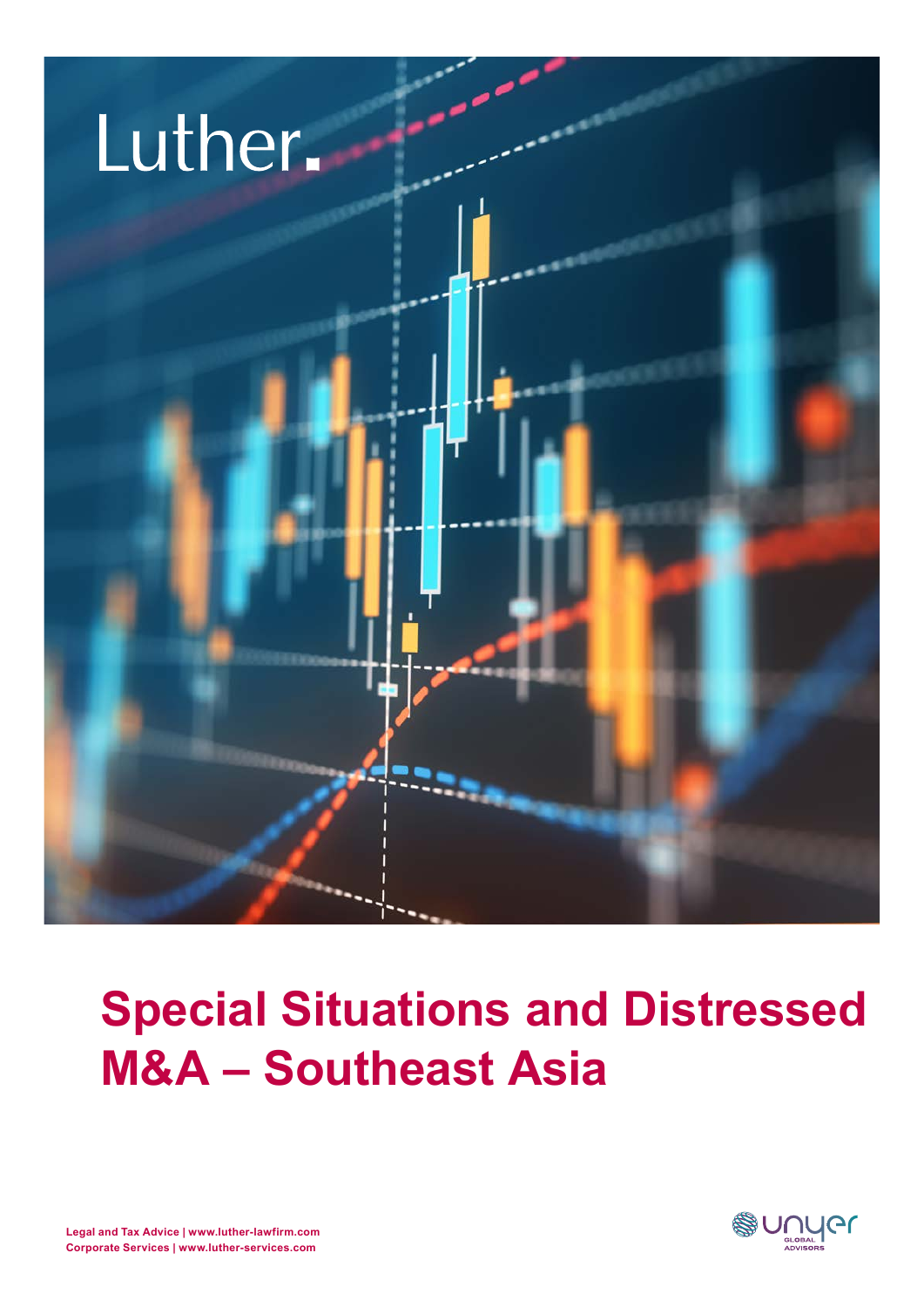Luther.

# Special Situations and Distressed M&A – Southeast Asia

**Legal and Tax Advice | www.luther-lawfirm.com**
**Corporate Services | www.luther-services.com**

unyer GLOBAL ADVISORS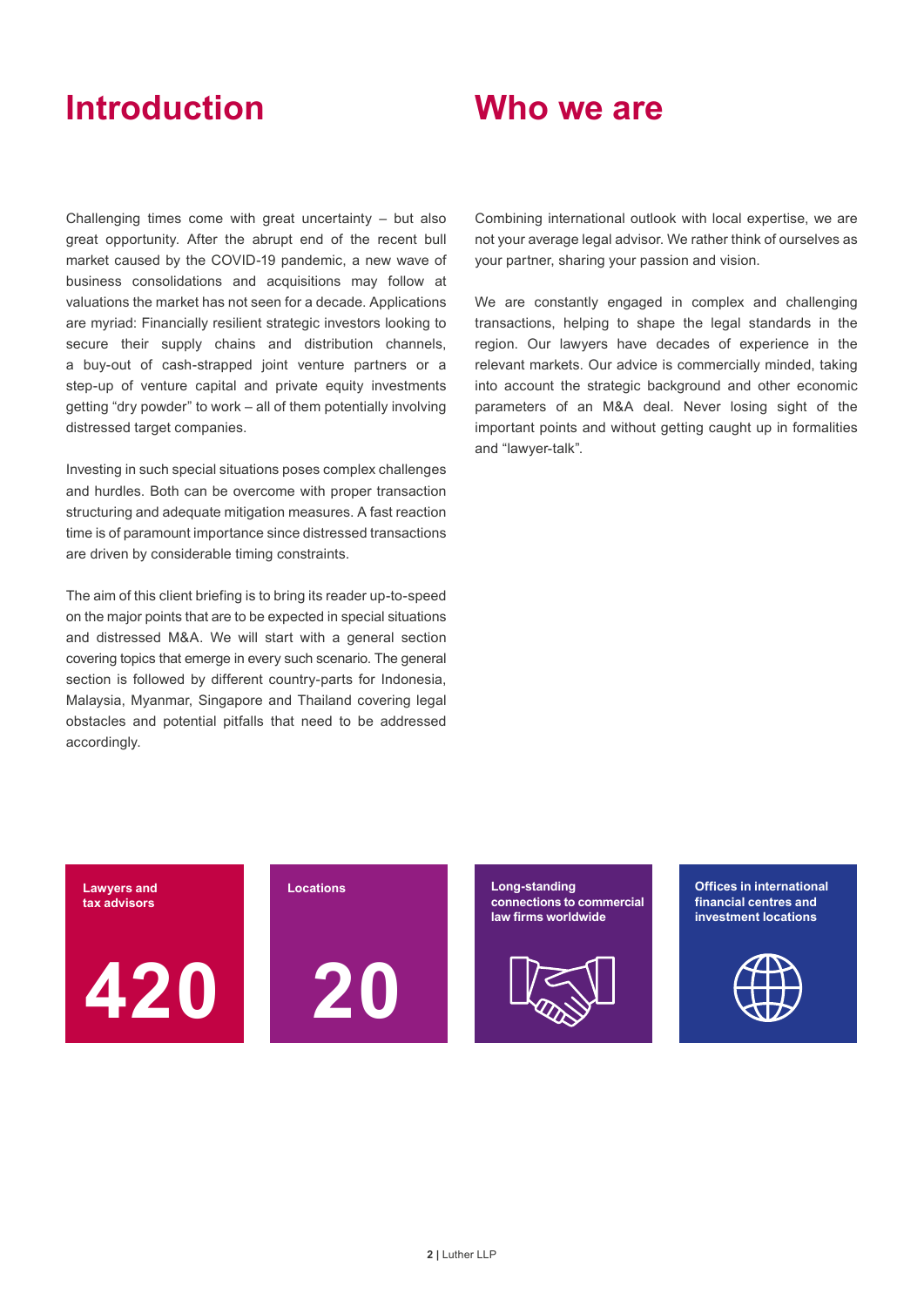# Introduction

Challenging times come with great uncertainty – but also great opportunity. After the abrupt end of the recent bull market caused by the COVID-19 pandemic, a new wave of business consolidations and acquisitions may follow at valuations the market has not seen for a decade. Applications are myriad: Financially resilient strategic investors looking to secure their supply chains and distribution channels, a buy-out of cash-strapped joint venture partners or a step-up of venture capital and private equity investments getting "dry powder" to work – all of them potentially involving distressed target companies.

Investing in such special situations poses complex challenges and hurdles. Both can be overcome with proper transaction structuring and adequate mitigation measures. A fast reaction time is of paramount importance since distressed transactions are driven by considerable timing constraints.

The aim of this client briefing is to bring its reader up-to-speed on the major points that are to be expected in special situations and distressed M&A. We will start with a general section covering topics that emerge in every such scenario. The general section is followed by different country-parts for Indonesia, Malaysia, Myanmar, Singapore and Thailand covering legal obstacles and potential pitfalls that need to be addressed accordingly.

# Who we are

Combining international outlook with local expertise, we are not your average legal advisor. We rather think of ourselves as your partner, sharing your passion and vision.

We are constantly engaged in complex and challenging transactions, helping to shape the legal standards in the region. Our lawyers have decades of experience in the relevant markets. Our advice is commercially minded, taking into account the strategic background and other economic parameters of an M&A deal. Never losing sight of the important points and without getting caught up in formalities and "lawyer-talk".

**Lawyers and tax advisors**

**420**

**Locations**

**20**

**Long-standing connections to commercial law firms worldwide**

**Offices in international financial centres and investment locations**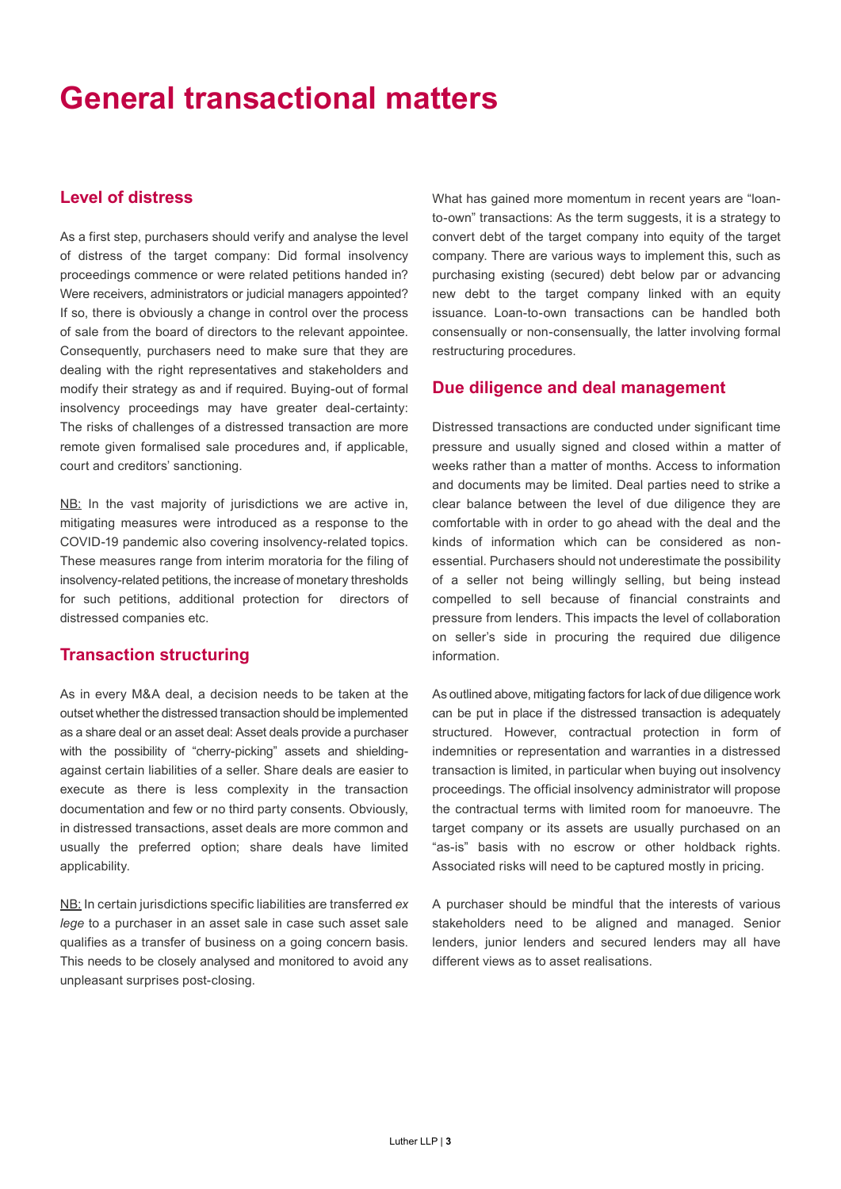# General transactional matters

## Level of distress

As a first step, purchasers should verify and analyse the level of distress of the target company: Did formal insolvency proceedings commence or were related petitions handed in? Were receivers, administrators or judicial managers appointed? If so, there is obviously a change in control over the process of sale from the board of directors to the relevant appointee. Consequently, purchasers need to make sure that they are dealing with the right representatives and stakeholders and modify their strategy as and if required. Buying-out of formal insolvency proceedings may have greater deal-certainty: The risks of challenges of a distressed transaction are more remote given formalised sale procedures and, if applicable, court and creditors' sanctioning.

NB: In the vast majority of jurisdictions we are active in, mitigating measures were introduced as a response to the COVID-19 pandemic also covering insolvency-related topics. These measures range from interim moratoria for the filing of insolvency-related petitions, the increase of monetary thresholds for such petitions, additional protection for directors of distressed companies etc.

## Transaction structuring

As in every M&A deal, a decision needs to be taken at the outset whether the distressed transaction should be implemented as a share deal or an asset deal: Asset deals provide a purchaser with the possibility of "cherry-picking" assets and shielding-against certain liabilities of a seller. Share deals are easier to execute as there is less complexity in the transaction documentation and few or no third party consents. Obviously, in distressed transactions, asset deals are more common and usually the preferred option; share deals have limited applicability.

NB: In certain jurisdictions specific liabilities are transferred *ex lege* to a purchaser in an asset sale in case such asset sale qualifies as a transfer of business on a going concern basis. This needs to be closely analysed and monitored to avoid any unpleasant surprises post-closing.

What has gained more momentum in recent years are "loan-to-own" transactions: As the term suggests, it is a strategy to convert debt of the target company into equity of the target company. There are various ways to implement this, such as purchasing existing (secured) debt below par or advancing new debt to the target company linked with an equity issuance. Loan-to-own transactions can be handled both consensually or non-consensually, the latter involving formal restructuring procedures.

## Due diligence and deal management

Distressed transactions are conducted under significant time pressure and usually signed and closed within a matter of weeks rather than a matter of months. Access to information and documents may be limited. Deal parties need to strike a clear balance between the level of due diligence they are comfortable with in order to go ahead with the deal and the kinds of information which can be considered as non-essential. Purchasers should not underestimate the possibility of a seller not being willingly selling, but being instead compelled to sell because of financial constraints and pressure from lenders. This impacts the level of collaboration on seller's side in procuring the required due diligence information.

As outlined above, mitigating factors for lack of due diligence work can be put in place if the distressed transaction is adequately structured. However, contractual protection in form of indemnities or representation and warranties in a distressed transaction is limited, in particular when buying out insolvency proceedings. The official insolvency administrator will propose the contractual terms with limited room for manoeuvre. The target company or its assets are usually purchased on an "as-is" basis with no escrow or other holdback rights. Associated risks will need to be captured mostly in pricing.

A purchaser should be mindful that the interests of various stakeholders need to be aligned and managed. Senior lenders, junior lenders and secured lenders may all have different views as to asset realisations.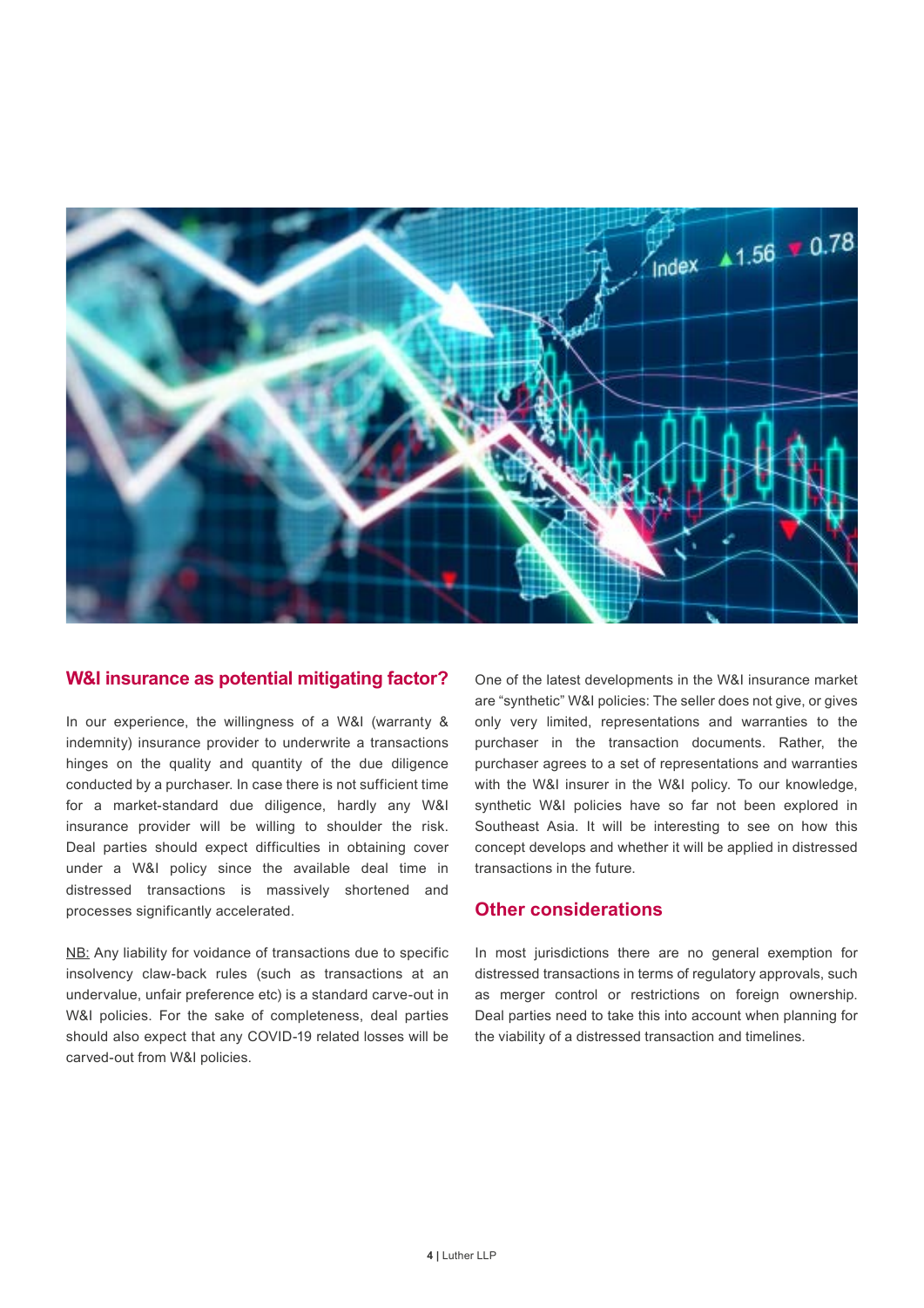## W&I insurance as potential mitigating factor?

In our experience, the willingness of a W&I (warranty & indemnity) insurance provider to underwrite a transactions hinges on the quality and quantity of the due diligence conducted by a purchaser. In case there is not sufficient time for a market-standard due diligence, hardly any W&I insurance provider will be willing to shoulder the risk. Deal parties should expect difficulties in obtaining cover under a W&I policy since the available deal time in distressed transactions is massively shortened and processes significantly accelerated.

NB: Any liability for voidance of transactions due to specific insolvency claw-back rules (such as transactions at an undervalue, unfair preference etc) is a standard carve-out in W&I policies. For the sake of completeness, deal parties should also expect that any COVID-19 related losses will be carved-out from W&I policies.

One of the latest developments in the W&I insurance market are "synthetic" W&I policies: The seller does not give, or gives only very limited, representations and warranties to the purchaser in the transaction documents. Rather, the purchaser agrees to a set of representations and warranties with the W&I insurer in the W&I policy. To our knowledge, synthetic W&I policies have so far not been explored in Southeast Asia. It will be interesting to see on how this concept develops and whether it will be applied in distressed transactions in the future.

## Other considerations

In most jurisdictions there are no general exemption for distressed transactions in terms of regulatory approvals, such as merger control or restrictions on foreign ownership. Deal parties need to take this into account when planning for the viability of a distressed transaction and timelines.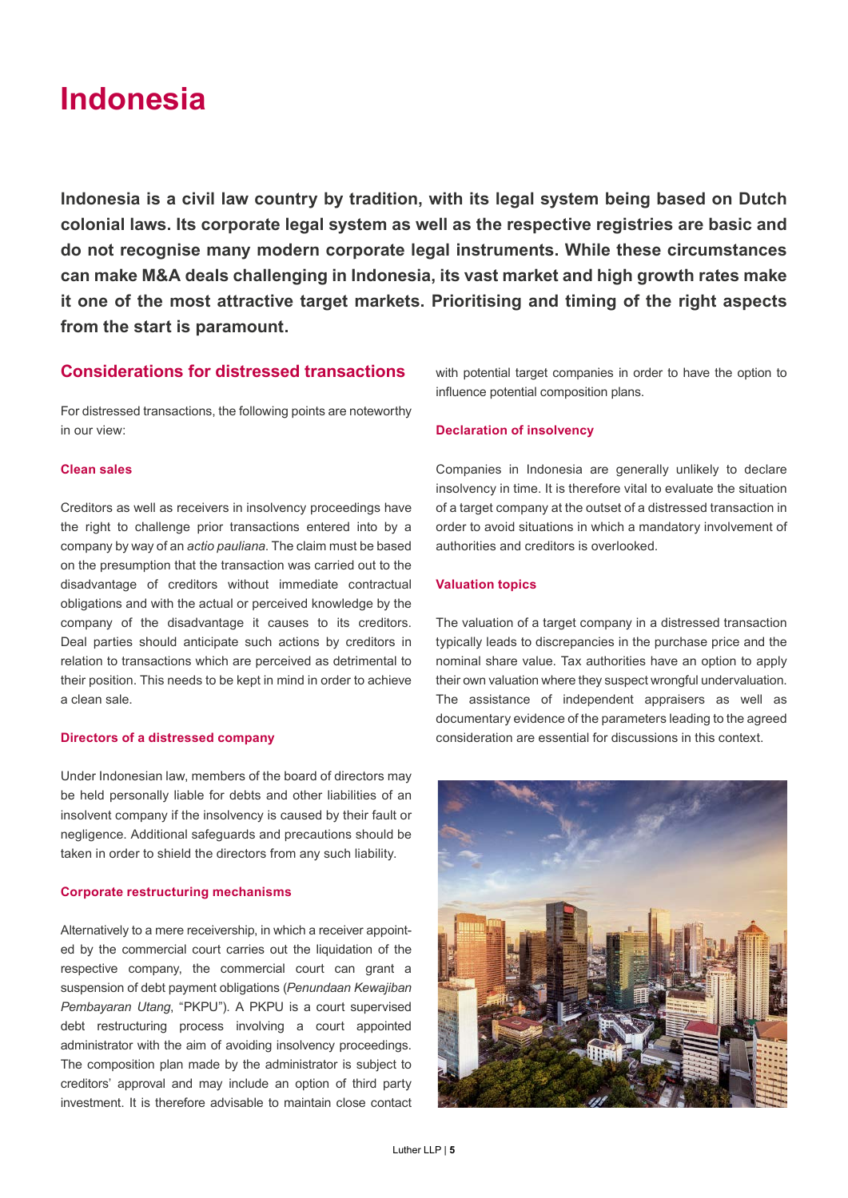# Indonesia

**Indonesia is a civil law country by tradition, with its legal system being based on Dutch colonial laws. Its corporate legal system as well as the respective registries are basic and do not recognise many modern corporate legal instruments. While these circumstances can make M&A deals challenging in Indonesia, its vast market and high growth rates make it one of the most attractive target markets. Prioritising and timing of the right aspects from the start is paramount.**

## Considerations for distressed transactions

For distressed transactions, the following points are noteworthy in our view:

### Clean sales

Creditors as well as receivers in insolvency proceedings have the right to challenge prior transactions entered into by a company by way of an *actio pauliana*. The claim must be based on the presumption that the transaction was carried out to the disadvantage of creditors without immediate contractual obligations and with the actual or perceived knowledge by the company of the disadvantage it causes to its creditors. Deal parties should anticipate such actions by creditors in relation to transactions which are perceived as detrimental to their position. This needs to be kept in mind in order to achieve a clean sale.

### Directors of a distressed company

Under Indonesian law, members of the board of directors may be held personally liable for debts and other liabilities of an insolvent company if the insolvency is caused by their fault or negligence. Additional safeguards and precautions should be taken in order to shield the directors from any such liability.

### Corporate restructuring mechanisms

Alternatively to a mere receivership, in which a receiver appointed by the commercial court carries out the liquidation of the respective company, the commercial court can grant a suspension of debt payment obligations (*Penundaan Kewajiban Pembayaran Utang*, "PKPU"). A PKPU is a court supervised debt restructuring process involving a court appointed administrator with the aim of avoiding insolvency proceedings. The composition plan made by the administrator is subject to creditors' approval and may include an option of third party investment. It is therefore advisable to maintain close contact with potential target companies in order to have the option to influence potential composition plans.

### Declaration of insolvency

Companies in Indonesia are generally unlikely to declare insolvency in time. It is therefore vital to evaluate the situation of a target company at the outset of a distressed transaction in order to avoid situations in which a mandatory involvement of authorities and creditors is overlooked.

### Valuation topics

The valuation of a target company in a distressed transaction typically leads to discrepancies in the purchase price and the nominal share value. Tax authorities have an option to apply their own valuation where they suspect wrongful undervaluation. The assistance of independent appraisers as well as documentary evidence of the parameters leading to the agreed consideration are essential for discussions in this context.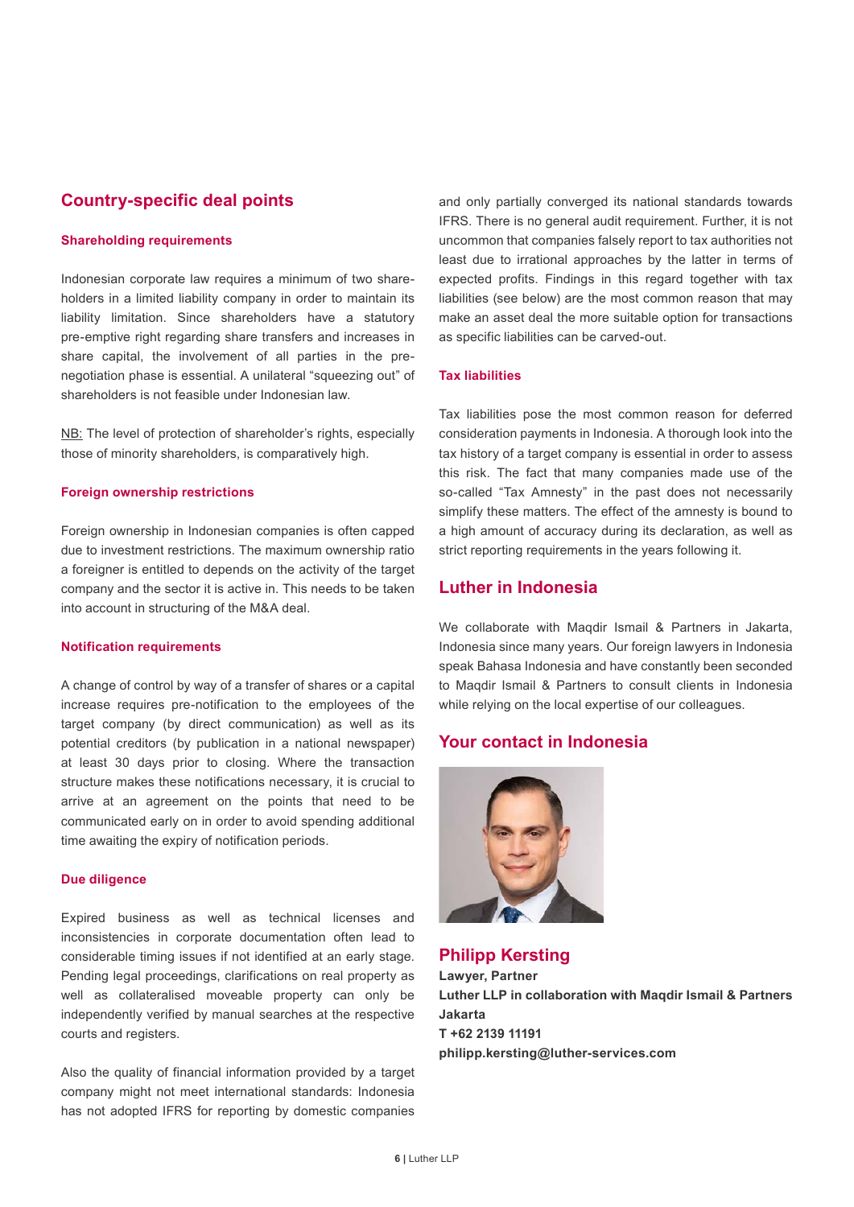## Country-specific deal points

### Shareholding requirements

Indonesian corporate law requires a minimum of two shareholders in a limited liability company in order to maintain its liability limitation. Since shareholders have a statutory pre-emptive right regarding share transfers and increases in share capital, the involvement of all parties in the pre-negotiation phase is essential. A unilateral "squeezing out" of shareholders is not feasible under Indonesian law.

NB: The level of protection of shareholder's rights, especially those of minority shareholders, is comparatively high.

### Foreign ownership restrictions

Foreign ownership in Indonesian companies is often capped due to investment restrictions. The maximum ownership ratio a foreigner is entitled to depends on the activity of the target company and the sector it is active in. This needs to be taken into account in structuring of the M&A deal.

### Notification requirements

A change of control by way of a transfer of shares or a capital increase requires pre-notification to the employees of the target company (by direct communication) as well as its potential creditors (by publication in a national newspaper) at least 30 days prior to closing. Where the transaction structure makes these notifications necessary, it is crucial to arrive at an agreement on the points that need to be communicated early on in order to avoid spending additional time awaiting the expiry of notification periods.

### Due diligence

Expired business as well as technical licenses and inconsistencies in corporate documentation often lead to considerable timing issues if not identified at an early stage. Pending legal proceedings, clarifications on real property as well as collateralised moveable property can only be independently verified by manual searches at the respective courts and registers.

Also the quality of financial information provided by a target company might not meet international standards: Indonesia has not adopted IFRS for reporting by domestic companies and only partially converged its national standards towards IFRS. There is no general audit requirement. Further, it is not uncommon that companies falsely report to tax authorities not least due to irrational approaches by the latter in terms of expected profits. Findings in this regard together with tax liabilities (see below) are the most common reason that may make an asset deal the more suitable option for transactions as specific liabilities can be carved-out.

### Tax liabilities

Tax liabilities pose the most common reason for deferred consideration payments in Indonesia. A thorough look into the tax history of a target company is essential in order to assess this risk. The fact that many companies made use of the so-called "Tax Amnesty" in the past does not necessarily simplify these matters. The effect of the amnesty is bound to a high amount of accuracy during its declaration, as well as strict reporting requirements in the years following it.

## Luther in Indonesia

We collaborate with Maqdir Ismail & Partners in Jakarta, Indonesia since many years. Our foreign lawyers in Indonesia speak Bahasa Indonesia and have constantly been seconded to Maqdir Ismail & Partners to consult clients in Indonesia while relying on the local expertise of our colleagues.

## Your contact in Indonesia

### Philipp Kersting

**Lawyer, Partner**
**Luther LLP in collaboration with Maqdir Ismail & Partners**
**Jakarta**
**T +62 2139 11191**
**philipp.kersting@luther-services.com**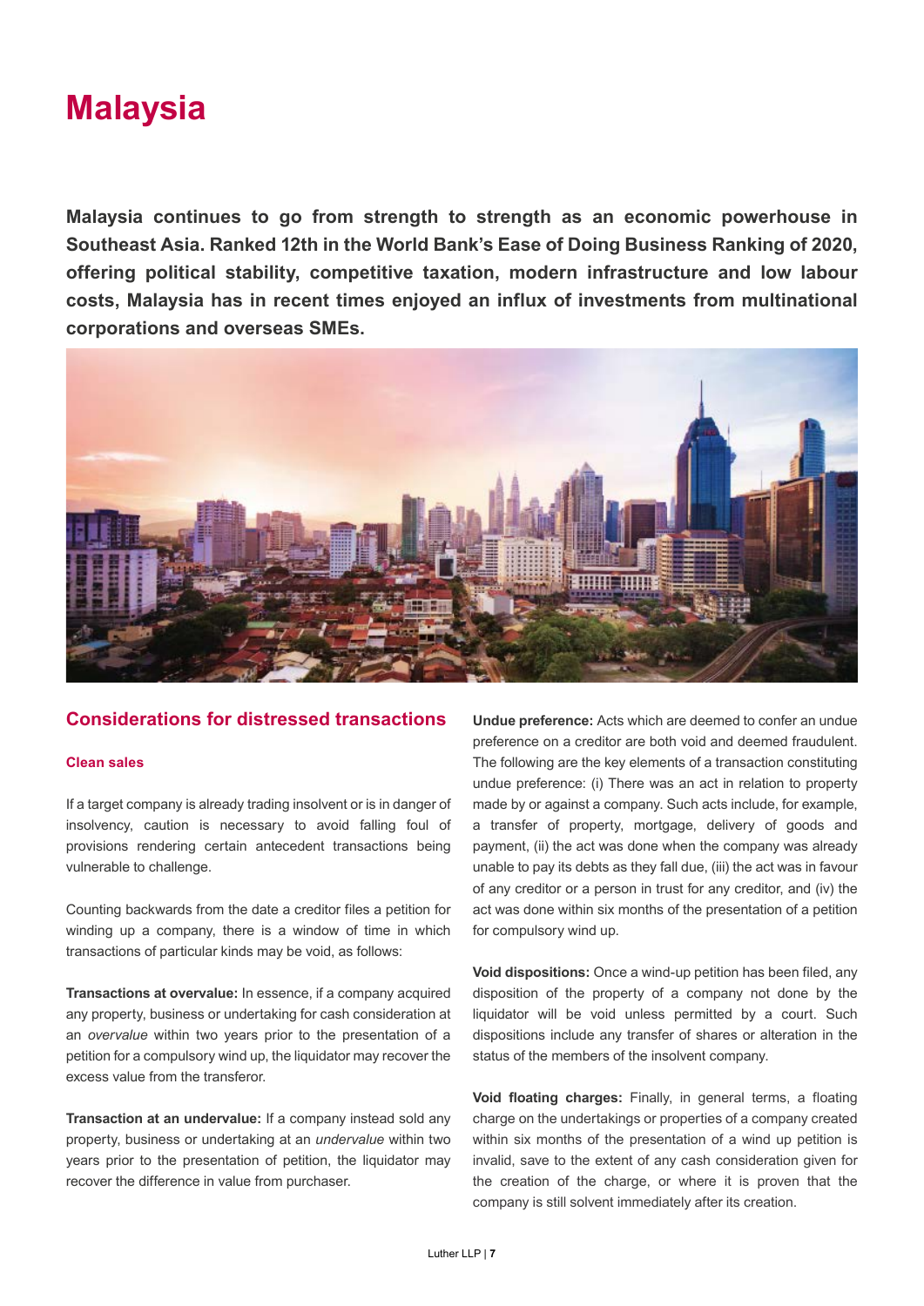# Malaysia

**Malaysia continues to go from strength to strength as an economic powerhouse in Southeast Asia. Ranked 12th in the World Bank's Ease of Doing Business Ranking of 2020, offering political stability, competitive taxation, modern infrastructure and low labour costs, Malaysia has in recent times enjoyed an influx of investments from multinational corporations and overseas SMEs.**

## Considerations for distressed transactions

### Clean sales

If a target company is already trading insolvent or is in danger of insolvency, caution is necessary to avoid falling foul of provisions rendering certain antecedent transactions being vulnerable to challenge.

Counting backwards from the date a creditor files a petition for winding up a company, there is a window of time in which transactions of particular kinds may be void, as follows:

**Transactions at overvalue:** In essence, if a company acquired any property, business or undertaking for cash consideration at an *overvalue* within two years prior to the presentation of a petition for a compulsory wind up, the liquidator may recover the excess value from the transferor.

**Transaction at an undervalue:** If a company instead sold any property, business or undertaking at an *undervalue* within two years prior to the presentation of petition, the liquidator may recover the difference in value from purchaser.

**Undue preference:** Acts which are deemed to confer an undue preference on a creditor are both void and deemed fraudulent. The following are the key elements of a transaction constituting undue preference: (i) There was an act in relation to property made by or against a company. Such acts include, for example, a transfer of property, mortgage, delivery of goods and payment, (ii) the act was done when the company was already unable to pay its debts as they fall due, (iii) the act was in favour of any creditor or a person in trust for any creditor, and (iv) the act was done within six months of the presentation of a petition for compulsory wind up.

**Void dispositions:** Once a wind-up petition has been filed, any disposition of the property of a company not done by the liquidator will be void unless permitted by a court. Such dispositions include any transfer of shares or alteration in the status of the members of the insolvent company.

**Void floating charges:** Finally, in general terms, a floating charge on the undertakings or properties of a company created within six months of the presentation of a wind up petition is invalid, save to the extent of any cash consideration given for the creation of the charge, or where it is proven that the company is still solvent immediately after its creation.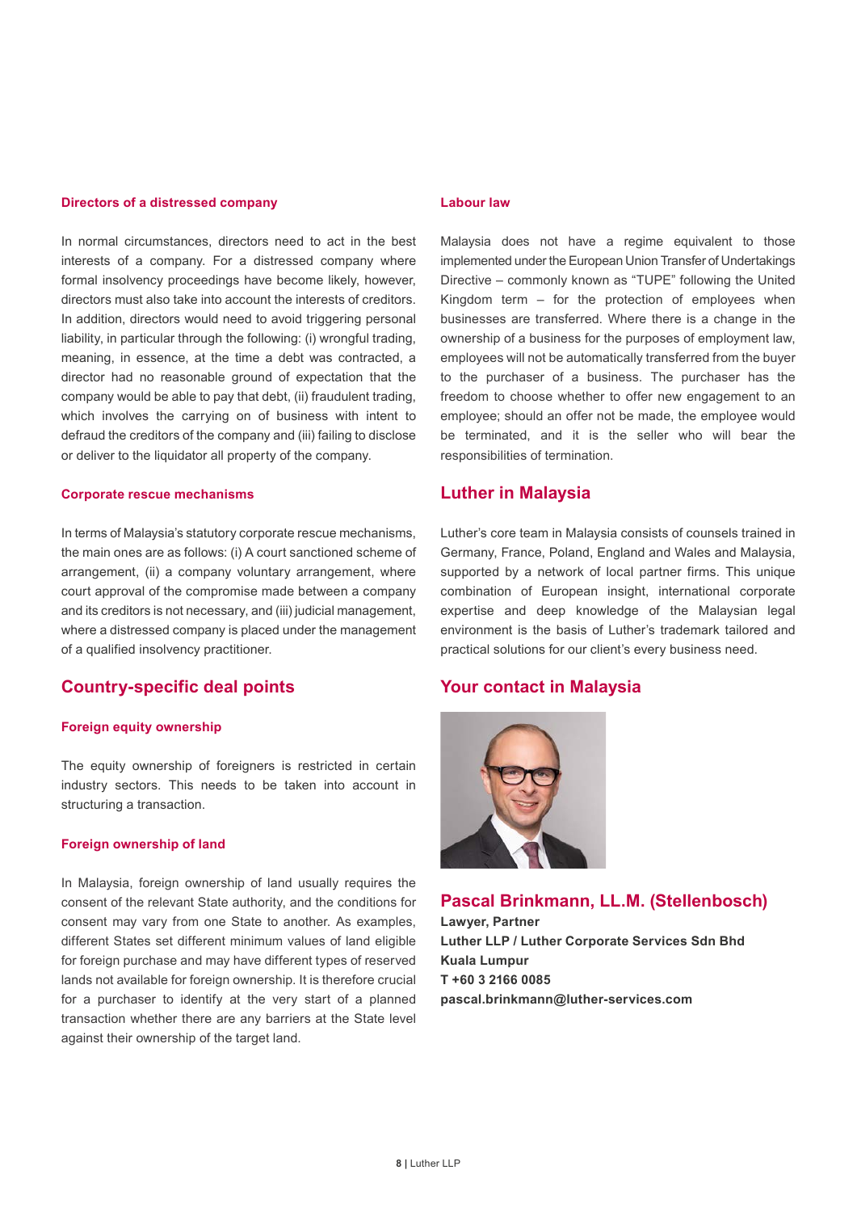### Directors of a distressed company

In normal circumstances, directors need to act in the best interests of a company. For a distressed company where formal insolvency proceedings have become likely, however, directors must also take into account the interests of creditors. In addition, directors would need to avoid triggering personal liability, in particular through the following: (i) wrongful trading, meaning, in essence, at the time a debt was contracted, a director had no reasonable ground of expectation that the company would be able to pay that debt, (ii) fraudulent trading, which involves the carrying on of business with intent to defraud the creditors of the company and (iii) failing to disclose or deliver to the liquidator all property of the company.

### Corporate rescue mechanisms

In terms of Malaysia's statutory corporate rescue mechanisms, the main ones are as follows: (i) A court sanctioned scheme of arrangement, (ii) a company voluntary arrangement, where court approval of the compromise made between a company and its creditors is not necessary, and (iii) judicial management, where a distressed company is placed under the management of a qualified insolvency practitioner.

## Country-specific deal points

### Foreign equity ownership

The equity ownership of foreigners is restricted in certain industry sectors. This needs to be taken into account in structuring a transaction.

### Foreign ownership of land

In Malaysia, foreign ownership of land usually requires the consent of the relevant State authority, and the conditions for consent may vary from one State to another. As examples, different States set different minimum values of land eligible for foreign purchase and may have different types of reserved lands not available for foreign ownership. It is therefore crucial for a purchaser to identify at the very start of a planned transaction whether there are any barriers at the State level against their ownership of the target land.

### Labour law

Malaysia does not have a regime equivalent to those implemented under the European Union Transfer of Undertakings Directive – commonly known as "TUPE" following the United Kingdom term – for the protection of employees when businesses are transferred. Where there is a change in the ownership of a business for the purposes of employment law, employees will not be automatically transferred from the buyer to the purchaser of a business. The purchaser has the freedom to choose whether to offer new engagement to an employee; should an offer not be made, the employee would be terminated, and it is the seller who will bear the responsibilities of termination.

## Luther in Malaysia

Luther's core team in Malaysia consists of counsels trained in Germany, France, Poland, England and Wales and Malaysia, supported by a network of local partner firms. This unique combination of European insight, international corporate expertise and deep knowledge of the Malaysian legal environment is the basis of Luther's trademark tailored and practical solutions for our client's every business need.

## Your contact in Malaysia

### Pascal Brinkmann, LL.M. (Stellenbosch)

**Lawyer, Partner**
**Luther LLP / Luther Corporate Services Sdn Bhd**
**Kuala Lumpur**
**T +60 3 2166 0085**
**pascal.brinkmann@luther-services.com**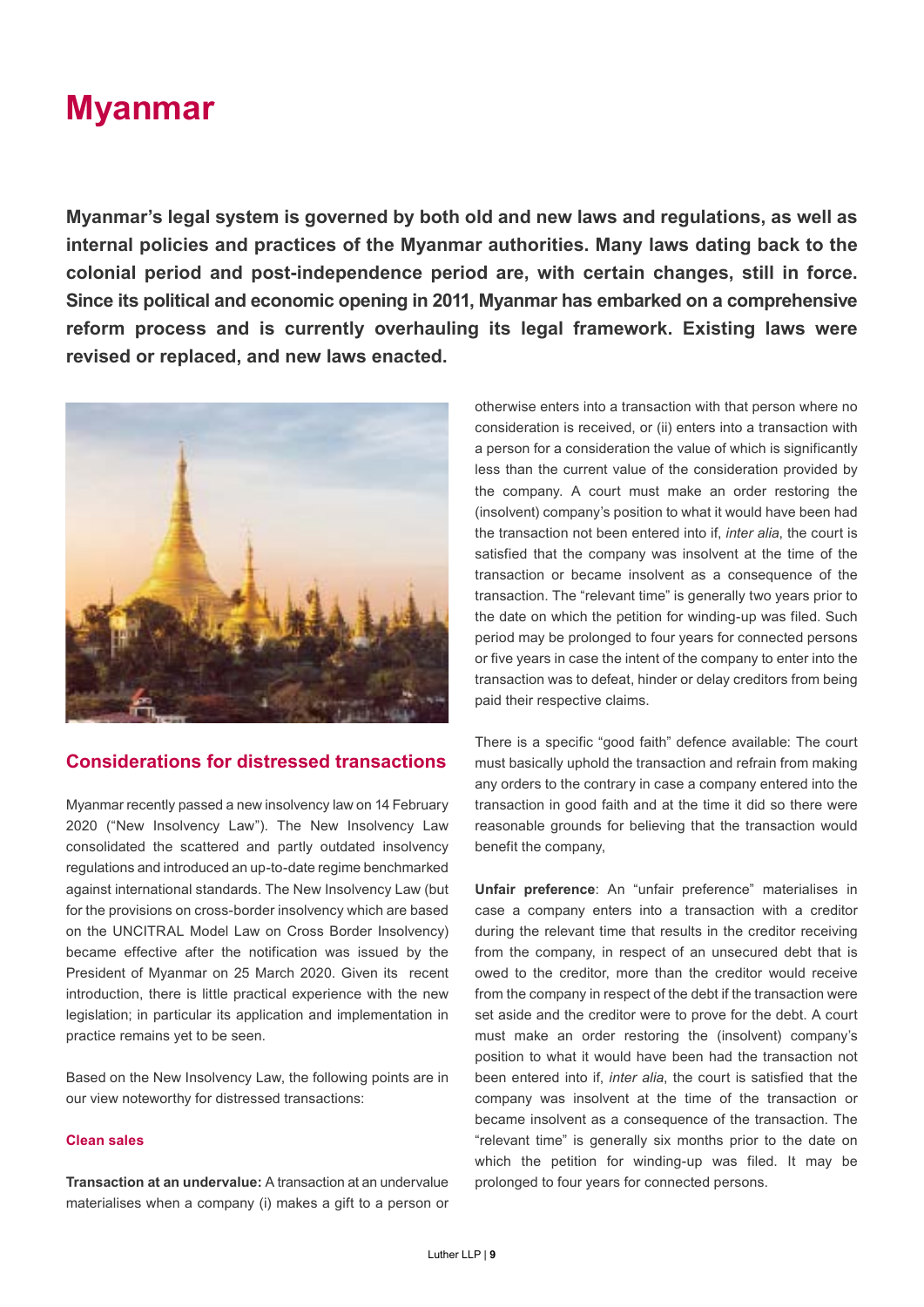# Myanmar

**Myanmar's legal system is governed by both old and new laws and regulations, as well as internal policies and practices of the Myanmar authorities. Many laws dating back to the colonial period and post-independence period are, with certain changes, still in force. Since its political and economic opening in 2011, Myanmar has embarked on a comprehensive reform process and is currently overhauling its legal framework. Existing laws were revised or replaced, and new laws enacted.**

## Considerations for distressed transactions

Myanmar recently passed a new insolvency law on 14 February 2020 ("New Insolvency Law"). The New Insolvency Law consolidated the scattered and partly outdated insolvency regulations and introduced an up-to-date regime benchmarked against international standards. The New Insolvency Law (but for the provisions on cross-border insolvency which are based on the UNCITRAL Model Law on Cross Border Insolvency) became effective after the notification was issued by the President of Myanmar on 25 March 2020. Given its recent introduction, there is little practical experience with the new legislation; in particular its application and implementation in practice remains yet to be seen.

Based on the New Insolvency Law, the following points are in our view noteworthy for distressed transactions:

### Clean sales

**Transaction at an undervalue:** A transaction at an undervalue materialises when a company (i) makes a gift to a person or otherwise enters into a transaction with that person where no consideration is received, or (ii) enters into a transaction with a person for a consideration the value of which is significantly less than the current value of the consideration provided by the company. A court must make an order restoring the (insolvent) company's position to what it would have been had the transaction not been entered into if, *inter alia*, the court is satisfied that the company was insolvent at the time of the transaction or became insolvent as a consequence of the transaction. The "relevant time" is generally two years prior to the date on which the petition for winding-up was filed. Such period may be prolonged to four years for connected persons or five years in case the intent of the company to enter into the transaction was to defeat, hinder or delay creditors from being paid their respective claims.

There is a specific "good faith" defence available: The court must basically uphold the transaction and refrain from making any orders to the contrary in case a company entered into the transaction in good faith and at the time it did so there were reasonable grounds for believing that the transaction would benefit the company,

**Unfair preference**: An "unfair preference" materialises in case a company enters into a transaction with a creditor during the relevant time that results in the creditor receiving from the company, in respect of an unsecured debt that is owed to the creditor, more than the creditor would receive from the company in respect of the debt if the transaction were set aside and the creditor were to prove for the debt. A court must make an order restoring the (insolvent) company's position to what it would have been had the transaction not been entered into if, *inter alia*, the court is satisfied that the company was insolvent at the time of the transaction or became insolvent as a consequence of the transaction. The "relevant time" is generally six months prior to the date on which the petition for winding-up was filed. It may be prolonged to four years for connected persons.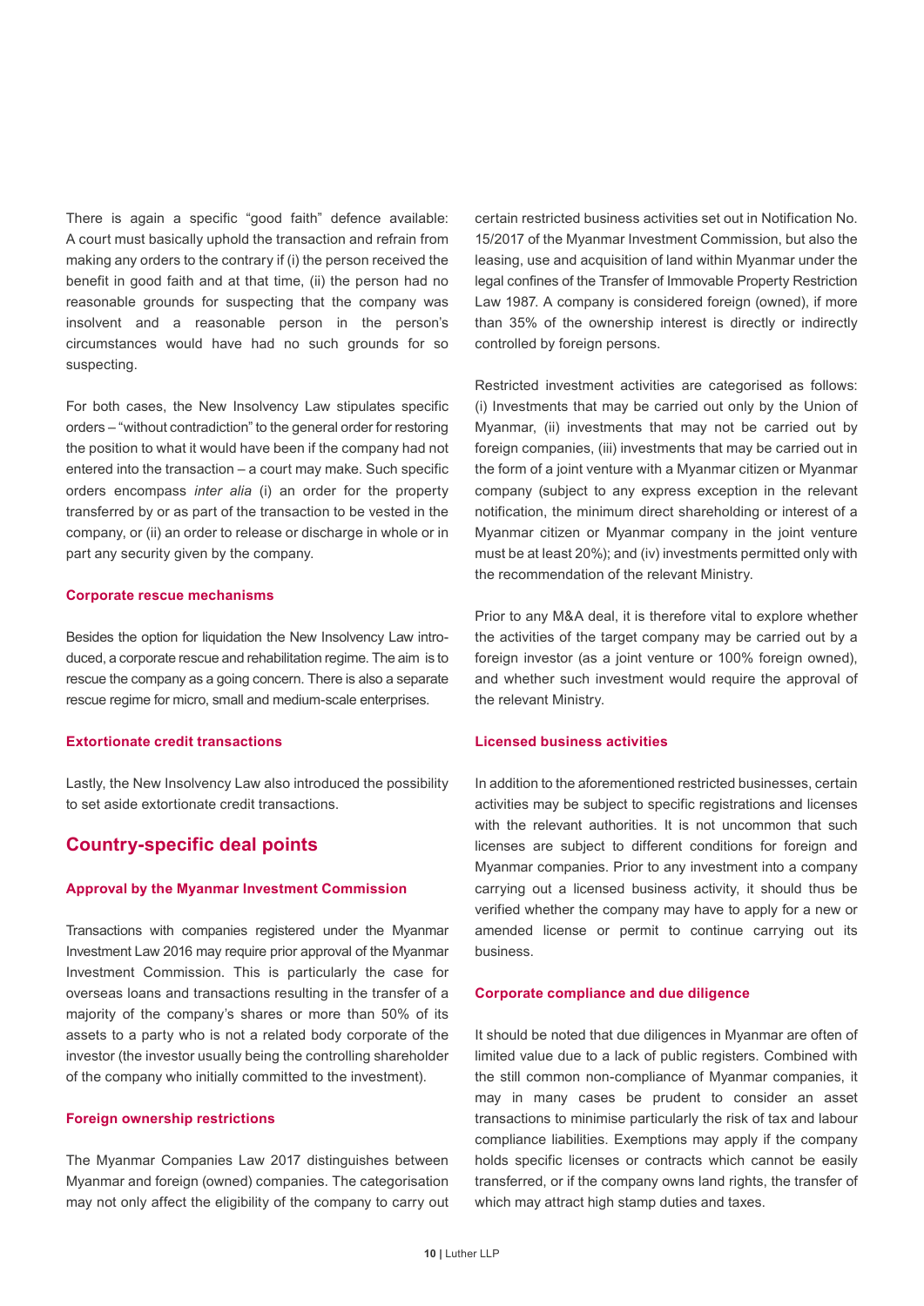There is again a specific "good faith" defence available: A court must basically uphold the transaction and refrain from making any orders to the contrary if (i) the person received the benefit in good faith and at that time, (ii) the person had no reasonable grounds for suspecting that the company was insolvent and a reasonable person in the person's circumstances would have had no such grounds for so suspecting.

For both cases, the New Insolvency Law stipulates specific orders – "without contradiction" to the general order for restoring the position to what it would have been if the company had not entered into the transaction – a court may make. Such specific orders encompass *inter alia* (i) an order for the property transferred by or as part of the transaction to be vested in the company, or (ii) an order to release or discharge in whole or in part any security given by the company.

### Corporate rescue mechanisms

Besides the option for liquidation the New Insolvency Law introduced, a corporate rescue and rehabilitation regime. The aim is to rescue the company as a going concern. There is also a separate rescue regime for micro, small and medium-scale enterprises.

### Extortionate credit transactions

Lastly, the New Insolvency Law also introduced the possibility to set aside extortionate credit transactions.

## Country-specific deal points

### Approval by the Myanmar Investment Commission

Transactions with companies registered under the Myanmar Investment Law 2016 may require prior approval of the Myanmar Investment Commission. This is particularly the case for overseas loans and transactions resulting in the transfer of a majority of the company's shares or more than 50% of its assets to a party who is not a related body corporate of the investor (the investor usually being the controlling shareholder of the company who initially committed to the investment).

### Foreign ownership restrictions

The Myanmar Companies Law 2017 distinguishes between Myanmar and foreign (owned) companies. The categorisation may not only affect the eligibility of the company to carry out certain restricted business activities set out in Notification No. 15/2017 of the Myanmar Investment Commission, but also the leasing, use and acquisition of land within Myanmar under the legal confines of the Transfer of Immovable Property Restriction Law 1987. A company is considered foreign (owned), if more than 35% of the ownership interest is directly or indirectly controlled by foreign persons.

Restricted investment activities are categorised as follows: (i) Investments that may be carried out only by the Union of Myanmar, (ii) investments that may not be carried out by foreign companies, (iii) investments that may be carried out in the form of a joint venture with a Myanmar citizen or Myanmar company (subject to any express exception in the relevant notification, the minimum direct shareholding or interest of a Myanmar citizen or Myanmar company in the joint venture must be at least 20%); and (iv) investments permitted only with the recommendation of the relevant Ministry.

Prior to any M&A deal, it is therefore vital to explore whether the activities of the target company may be carried out by a foreign investor (as a joint venture or 100% foreign owned), and whether such investment would require the approval of the relevant Ministry.

### Licensed business activities

In addition to the aforementioned restricted businesses, certain activities may be subject to specific registrations and licenses with the relevant authorities. It is not uncommon that such licenses are subject to different conditions for foreign and Myanmar companies. Prior to any investment into a company carrying out a licensed business activity, it should thus be verified whether the company may have to apply for a new or amended license or permit to continue carrying out its business.

### Corporate compliance and due diligence

It should be noted that due diligences in Myanmar are often of limited value due to a lack of public registers. Combined with the still common non-compliance of Myanmar companies, it may in many cases be prudent to consider an asset transactions to minimise particularly the risk of tax and labour compliance liabilities. Exemptions may apply if the company holds specific licenses or contracts which cannot be easily transferred, or if the company owns land rights, the transfer of which may attract high stamp duties and taxes.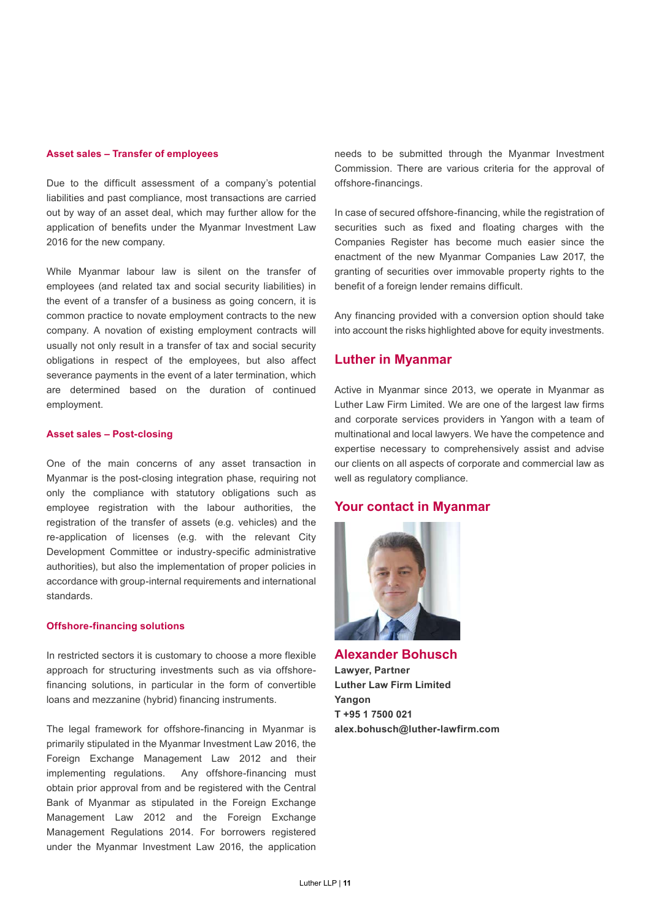### Asset sales – Transfer of employees

Due to the difficult assessment of a company's potential liabilities and past compliance, most transactions are carried out by way of an asset deal, which may further allow for the application of benefits under the Myanmar Investment Law 2016 for the new company.

While Myanmar labour law is silent on the transfer of employees (and related tax and social security liabilities) in the event of a transfer of a business as going concern, it is common practice to novate employment contracts to the new company. A novation of existing employment contracts will usually not only result in a transfer of tax and social security obligations in respect of the employees, but also affect severance payments in the event of a later termination, which are determined based on the duration of continued employment.

### Asset sales – Post-closing

One of the main concerns of any asset transaction in Myanmar is the post-closing integration phase, requiring not only the compliance with statutory obligations such as employee registration with the labour authorities, the registration of the transfer of assets (e.g. vehicles) and the re-application of licenses (e.g. with the relevant City Development Committee or industry-specific administrative authorities), but also the implementation of proper policies in accordance with group-internal requirements and international standards.

### Offshore-financing solutions

In restricted sectors it is customary to choose a more flexible approach for structuring investments such as via offshore-financing solutions, in particular in the form of convertible loans and mezzanine (hybrid) financing instruments.

The legal framework for offshore-financing in Myanmar is primarily stipulated in the Myanmar Investment Law 2016, the Foreign Exchange Management Law 2012 and their implementing regulations. Any offshore-financing must obtain prior approval from and be registered with the Central Bank of Myanmar as stipulated in the Foreign Exchange Management Law 2012 and the Foreign Exchange Management Regulations 2014. For borrowers registered under the Myanmar Investment Law 2016, the application needs to be submitted through the Myanmar Investment Commission. There are various criteria for the approval of offshore-financings.

In case of secured offshore-financing, while the registration of securities such as fixed and floating charges with the Companies Register has become much easier since the enactment of the new Myanmar Companies Law 2017, the granting of securities over immovable property rights to the benefit of a foreign lender remains difficult.

Any financing provided with a conversion option should take into account the risks highlighted above for equity investments.

## Luther in Myanmar

Active in Myanmar since 2013, we operate in Myanmar as Luther Law Firm Limited. We are one of the largest law firms and corporate services providers in Yangon with a team of multinational and local lawyers. We have the competence and expertise necessary to comprehensively assist and advise our clients on all aspects of corporate and commercial law as well as regulatory compliance.

## Your contact in Myanmar

### Alexander Bohusch

**Lawyer, Partner**
**Luther Law Firm Limited**
**Yangon**
**T +95 1 7500 021**
**alex.bohusch@luther-lawfirm.com**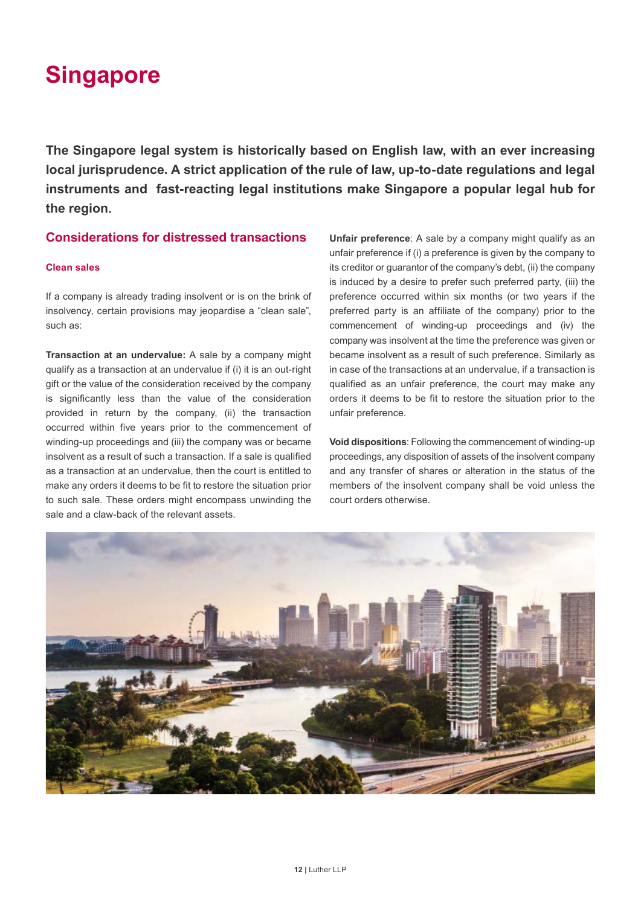# Singapore

**The Singapore legal system is historically based on English law, with an ever increasing local jurisprudence. A strict application of the rule of law, up-to-date regulations and legal instruments and fast-reacting legal institutions make Singapore a popular legal hub for the region.**

## Considerations for distressed transactions

### Clean sales

If a company is already trading insolvent or is on the brink of insolvency, certain provisions may jeopardise a "clean sale", such as:

**Transaction at an undervalue:** A sale by a company might qualify as a transaction at an undervalue if (i) it is an out-right gift or the value of the consideration received by the company is significantly less than the value of the consideration provided in return by the company, (ii) the transaction occurred within five years prior to the commencement of winding-up proceedings and (iii) the company was or became insolvent as a result of such a transaction. If a sale is qualified as a transaction at an undervalue, then the court is entitled to make any orders it deems to be fit to restore the situation prior to such sale. These orders might encompass unwinding the sale and a claw-back of the relevant assets.

**Unfair preference**: A sale by a company might qualify as an unfair preference if (i) a preference is given by the company to its creditor or guarantor of the company's debt, (ii) the company is induced by a desire to prefer such preferred party, (iii) the preference occurred within six months (or two years if the preferred party is an affiliate of the company) prior to the commencement of winding-up proceedings and (iv) the company was insolvent at the time the preference was given or became insolvent as a result of such preference. Similarly as in case of the transactions at an undervalue, if a transaction is qualified as an unfair preference, the court may make any orders it deems to be fit to restore the situation prior to the unfair preference.

**Void dispositions**: Following the commencement of winding-up proceedings, any disposition of assets of the insolvent company and any transfer of shares or alteration in the status of the members of the insolvent company shall be void unless the court orders otherwise.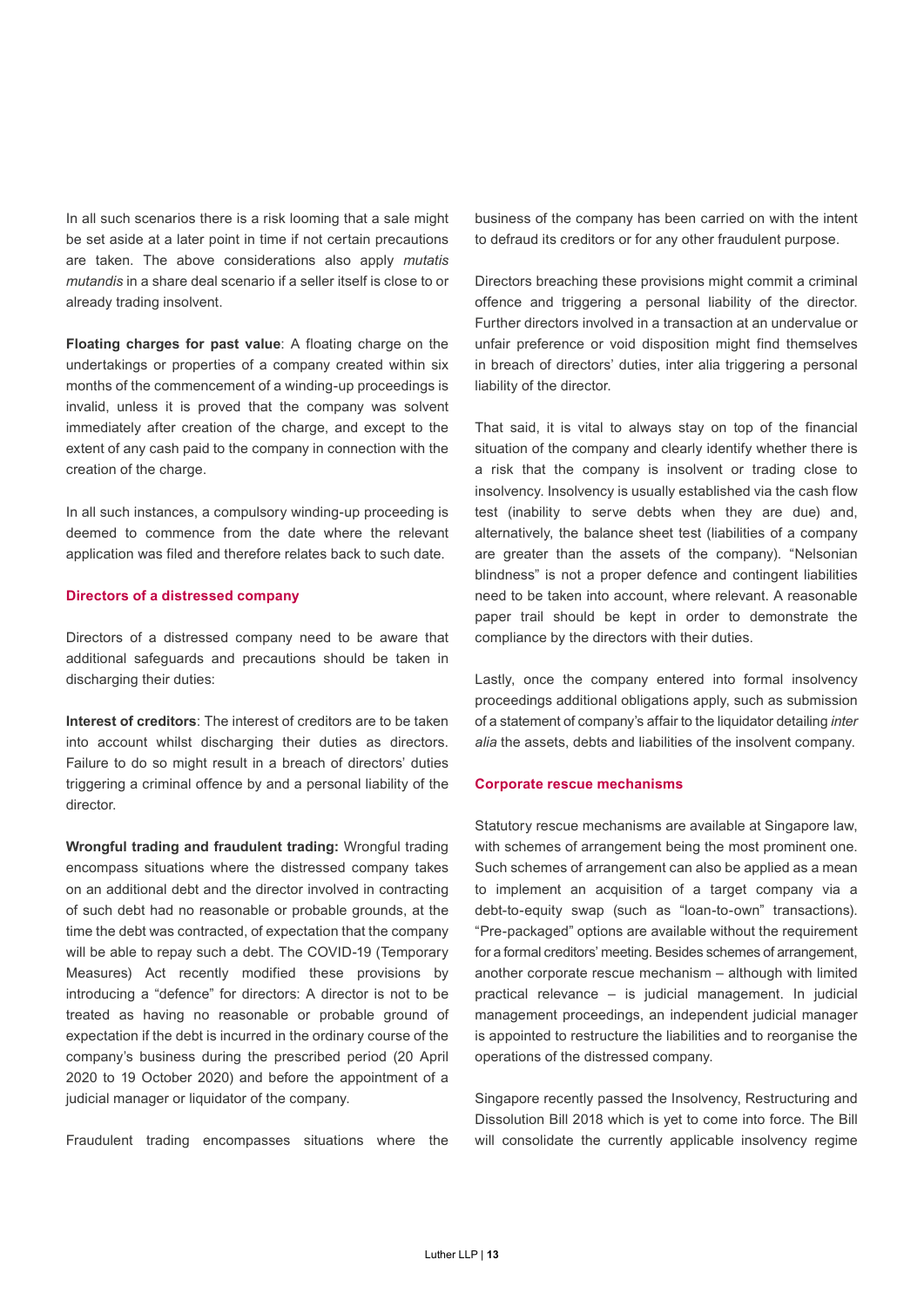In all such scenarios there is a risk looming that a sale might be set aside at a later point in time if not certain precautions are taken. The above considerations also apply *mutatis mutandis* in a share deal scenario if a seller itself is close to or already trading insolvent.

**Floating charges for past value**: A floating charge on the undertakings or properties of a company created within six months of the commencement of a winding-up proceedings is invalid, unless it is proved that the company was solvent immediately after creation of the charge, and except to the extent of any cash paid to the company in connection with the creation of the charge.

In all such instances, a compulsory winding-up proceeding is deemed to commence from the date where the relevant application was filed and therefore relates back to such date.

### Directors of a distressed company

Directors of a distressed company need to be aware that additional safeguards and precautions should be taken in discharging their duties:

**Interest of creditors**: The interest of creditors are to be taken into account whilst discharging their duties as directors. Failure to do so might result in a breach of directors' duties triggering a criminal offence by and a personal liability of the director.

**Wrongful trading and fraudulent trading:** Wrongful trading encompass situations where the distressed company takes on an additional debt and the director involved in contracting of such debt had no reasonable or probable grounds, at the time the debt was contracted, of expectation that the company will be able to repay such a debt. The COVID-19 (Temporary Measures) Act recently modified these provisions by introducing a "defence" for directors: A director is not to be treated as having no reasonable or probable ground of expectation if the debt is incurred in the ordinary course of the company's business during the prescribed period (20 April 2020 to 19 October 2020) and before the appointment of a judicial manager or liquidator of the company.

Fraudulent trading encompasses situations where the business of the company has been carried on with the intent to defraud its creditors or for any other fraudulent purpose.

Directors breaching these provisions might commit a criminal offence and triggering a personal liability of the director. Further directors involved in a transaction at an undervalue or unfair preference or void disposition might find themselves in breach of directors' duties, inter alia triggering a personal liability of the director.

That said, it is vital to always stay on top of the financial situation of the company and clearly identify whether there is a risk that the company is insolvent or trading close to insolvency. Insolvency is usually established via the cash flow test (inability to serve debts when they are due) and, alternatively, the balance sheet test (liabilities of a company are greater than the assets of the company). "Nelsonian blindness" is not a proper defence and contingent liabilities need to be taken into account, where relevant. A reasonable paper trail should be kept in order to demonstrate the compliance by the directors with their duties.

Lastly, once the company entered into formal insolvency proceedings additional obligations apply, such as submission of a statement of company's affair to the liquidator detailing *inter alia* the assets, debts and liabilities of the insolvent company.

### Corporate rescue mechanisms

Statutory rescue mechanisms are available at Singapore law, with schemes of arrangement being the most prominent one. Such schemes of arrangement can also be applied as a mean to implement an acquisition of a target company via a debt-to-equity swap (such as "loan-to-own" transactions). "Pre-packaged" options are available without the requirement for a formal creditors' meeting. Besides schemes of arrangement, another corporate rescue mechanism – although with limited practical relevance – is judicial management. In judicial management proceedings, an independent judicial manager is appointed to restructure the liabilities and to reorganise the operations of the distressed company.

Singapore recently passed the Insolvency, Restructuring and Dissolution Bill 2018 which is yet to come into force. The Bill will consolidate the currently applicable insolvency regime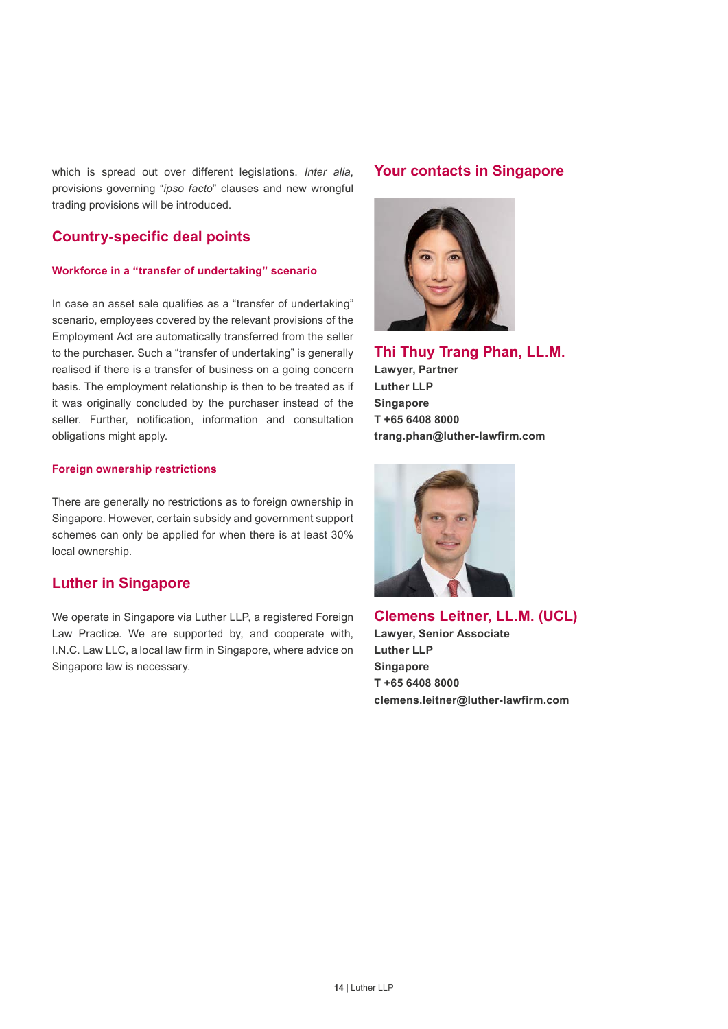which is spread out over different legislations. *Inter alia*, provisions governing "*ipso facto*" clauses and new wrongful trading provisions will be introduced.

## Country-specific deal points

### Workforce in a "transfer of undertaking" scenario

In case an asset sale qualifies as a "transfer of undertaking" scenario, employees covered by the relevant provisions of the Employment Act are automatically transferred from the seller to the purchaser. Such a "transfer of undertaking" is generally realised if there is a transfer of business on a going concern basis. The employment relationship is then to be treated as if it was originally concluded by the purchaser instead of the seller. Further, notification, information and consultation obligations might apply.

### Foreign ownership restrictions

There are generally no restrictions as to foreign ownership in Singapore. However, certain subsidy and government support schemes can only be applied for when there is at least 30% local ownership.

## Luther in Singapore

We operate in Singapore via Luther LLP, a registered Foreign Law Practice. We are supported by, and cooperate with, I.N.C. Law LLC, a local law firm in Singapore, where advice on Singapore law is necessary.

## Your contacts in Singapore

### Thi Thuy Trang Phan, LL.M.

**Lawyer, Partner**
**Luther LLP**
**Singapore**
**T +65 6408 8000**
**trang.phan@luther-lawfirm.com**

### Clemens Leitner, LL.M. (UCL)

**Lawyer, Senior Associate**
**Luther LLP**
**Singapore**
**T +65 6408 8000**
**clemens.leitner@luther-lawfirm.com**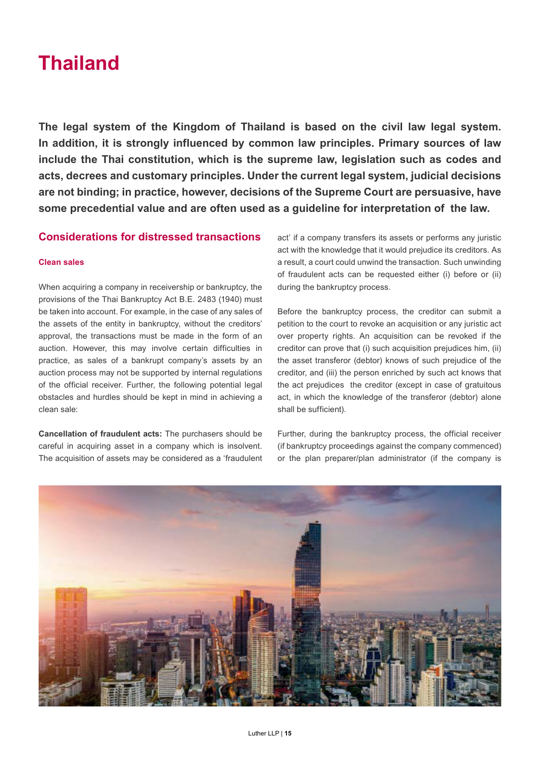# Thailand

**The legal system of the Kingdom of Thailand is based on the civil law legal system. In addition, it is strongly influenced by common law principles. Primary sources of law include the Thai constitution, which is the supreme law, legislation such as codes and acts, decrees and customary principles. Under the current legal system, judicial decisions are not binding; in practice, however, decisions of the Supreme Court are persuasive, have some precedential value and are often used as a guideline for interpretation of the law.**

## Considerations for distressed transactions

### Clean sales

When acquiring a company in receivership or bankruptcy, the provisions of the Thai Bankruptcy Act B.E. 2483 (1940) must be taken into account. For example, in the case of any sales of the assets of the entity in bankruptcy, without the creditors' approval, the transactions must be made in the form of an auction. However, this may involve certain difficulties in practice, as sales of a bankrupt company's assets by an auction process may not be supported by internal regulations of the official receiver. Further, the following potential legal obstacles and hurdles should be kept in mind in achieving a clean sale:

**Cancellation of fraudulent acts:** The purchasers should be careful in acquiring asset in a company which is insolvent. The acquisition of assets may be considered as a 'fraudulent act' if a company transfers its assets or performs any juristic act with the knowledge that it would prejudice its creditors. As a result, a court could unwind the transaction. Such unwinding of fraudulent acts can be requested either (i) before or (ii) during the bankruptcy process.

Before the bankruptcy process, the creditor can submit a petition to the court to revoke an acquisition or any juristic act over property rights. An acquisition can be revoked if the creditor can prove that (i) such acquisition prejudices him, (ii) the asset transferor (debtor) knows of such prejudice of the creditor, and (iii) the person enriched by such act knows that the act prejudices the creditor (except in case of gratuitous act, in which the knowledge of the transferor (debtor) alone shall be sufficient).

Further, during the bankruptcy process, the official receiver (if bankruptcy proceedings against the company commenced) or the plan preparer/plan administrator (if the company is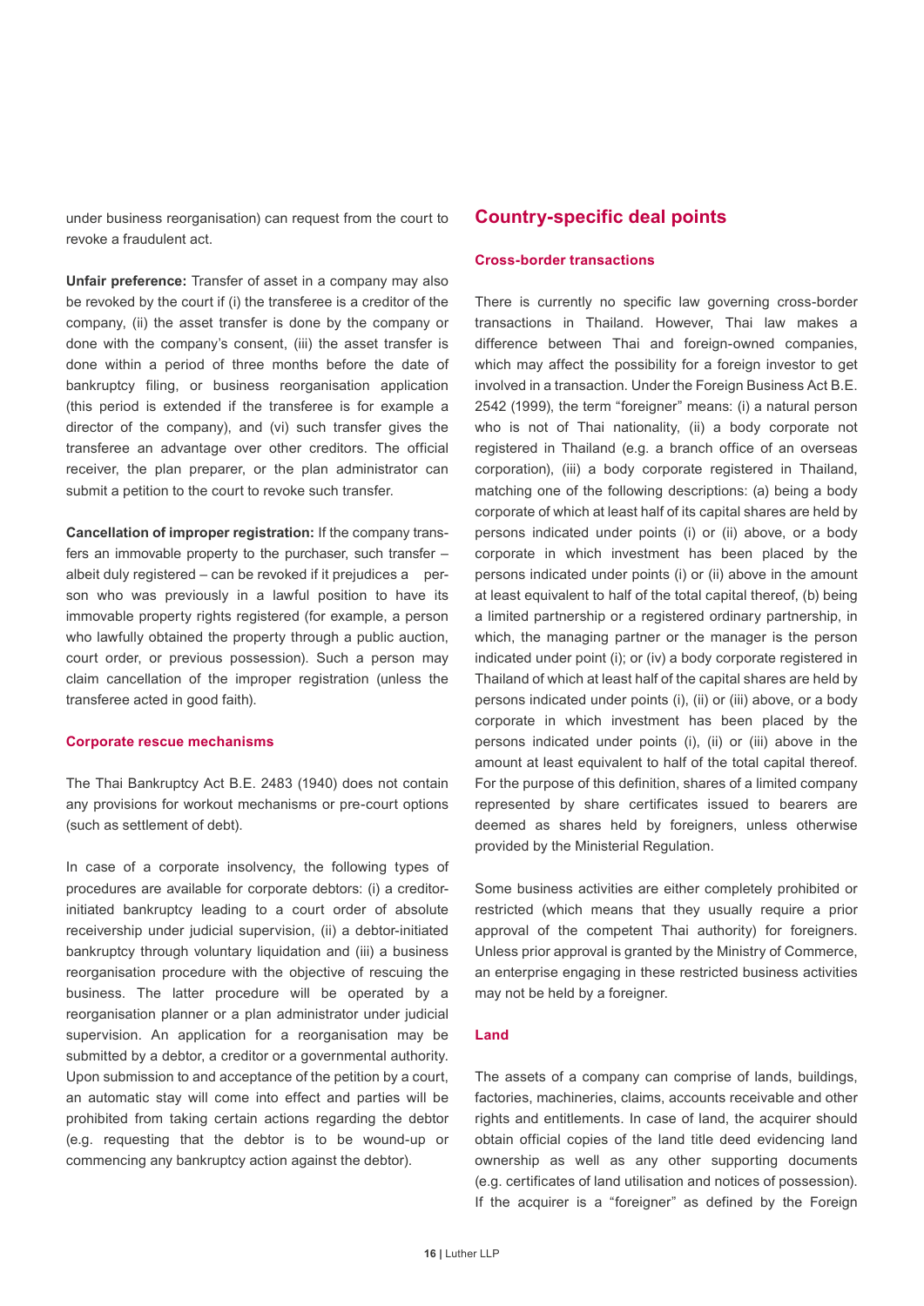under business reorganisation) can request from the court to revoke a fraudulent act.

**Unfair preference:** Transfer of asset in a company may also be revoked by the court if (i) the transferee is a creditor of the company, (ii) the asset transfer is done by the company or done with the company's consent, (iii) the asset transfer is done within a period of three months before the date of bankruptcy filing, or business reorganisation application (this period is extended if the transferee is for example a director of the company), and (vi) such transfer gives the transferee an advantage over other creditors. The official receiver, the plan preparer, or the plan administrator can submit a petition to the court to revoke such transfer.

**Cancellation of improper registration:** If the company transfers an immovable property to the purchaser, such transfer – albeit duly registered – can be revoked if it prejudices a person who was previously in a lawful position to have its immovable property rights registered (for example, a person who lawfully obtained the property through a public auction, court order, or previous possession). Such a person may claim cancellation of the improper registration (unless the transferee acted in good faith).

### Corporate rescue mechanisms

The Thai Bankruptcy Act B.E. 2483 (1940) does not contain any provisions for workout mechanisms or pre-court options (such as settlement of debt).

In case of a corporate insolvency, the following types of procedures are available for corporate debtors: (i) a creditor-initiated bankruptcy leading to a court order of absolute receivership under judicial supervision, (ii) a debtor-initiated bankruptcy through voluntary liquidation and (iii) a business reorganisation procedure with the objective of rescuing the business. The latter procedure will be operated by a reorganisation planner or a plan administrator under judicial supervision. An application for a reorganisation may be submitted by a debtor, a creditor or a governmental authority. Upon submission to and acceptance of the petition by a court, an automatic stay will come into effect and parties will be prohibited from taking certain actions regarding the debtor (e.g. requesting that the debtor is to be wound-up or commencing any bankruptcy action against the debtor).

## Country-specific deal points

### Cross-border transactions

There is currently no specific law governing cross-border transactions in Thailand. However, Thai law makes a difference between Thai and foreign-owned companies, which may affect the possibility for a foreign investor to get involved in a transaction. Under the Foreign Business Act B.E. 2542 (1999), the term "foreigner" means: (i) a natural person who is not of Thai nationality, (ii) a body corporate not registered in Thailand (e.g. a branch office of an overseas corporation), (iii) a body corporate registered in Thailand, matching one of the following descriptions: (a) being a body corporate of which at least half of its capital shares are held by persons indicated under points (i) or (ii) above, or a body corporate in which investment has been placed by the persons indicated under points (i) or (ii) above in the amount at least equivalent to half of the total capital thereof, (b) being a limited partnership or a registered ordinary partnership, in which, the managing partner or the manager is the person indicated under point (i); or (iv) a body corporate registered in Thailand of which at least half of the capital shares are held by persons indicated under points (i), (ii) or (iii) above, or a body corporate in which investment has been placed by the persons indicated under points (i), (ii) or (iii) above in the amount at least equivalent to half of the total capital thereof. For the purpose of this definition, shares of a limited company represented by share certificates issued to bearers are deemed as shares held by foreigners, unless otherwise provided by the Ministerial Regulation.

Some business activities are either completely prohibited or restricted (which means that they usually require a prior approval of the competent Thai authority) for foreigners. Unless prior approval is granted by the Ministry of Commerce, an enterprise engaging in these restricted business activities may not be held by a foreigner.

### Land

The assets of a company can comprise of lands, buildings, factories, machineries, claims, accounts receivable and other rights and entitlements. In case of land, the acquirer should obtain official copies of the land title deed evidencing land ownership as well as any other supporting documents (e.g. certificates of land utilisation and notices of possession). If the acquirer is a "foreigner" as defined by the Foreign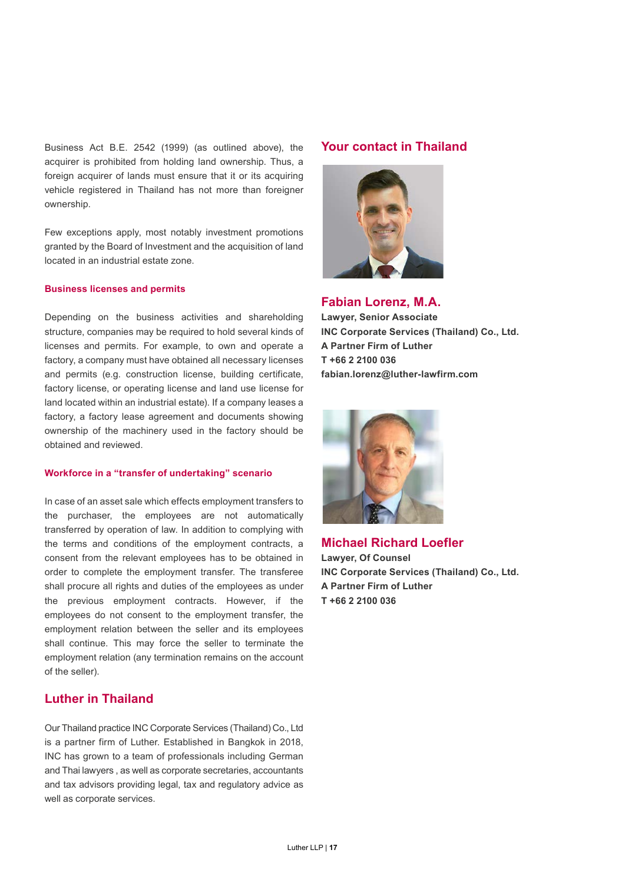Business Act B.E. 2542 (1999) (as outlined above), the acquirer is prohibited from holding land ownership. Thus, a foreign acquirer of lands must ensure that it or its acquiring vehicle registered in Thailand has not more than foreigner ownership.

Few exceptions apply, most notably investment promotions granted by the Board of Investment and the acquisition of land located in an industrial estate zone.

### Business licenses and permits

Depending on the business activities and shareholding structure, companies may be required to hold several kinds of licenses and permits. For example, to own and operate a factory, a company must have obtained all necessary licenses and permits (e.g. construction license, building certificate, factory license, or operating license and land use license for land located within an industrial estate). If a company leases a factory, a factory lease agreement and documents showing ownership of the machinery used in the factory should be obtained and reviewed.

### Workforce in a "transfer of undertaking" scenario

In case of an asset sale which effects employment transfers to the purchaser, the employees are not automatically transferred by operation of law. In addition to complying with the terms and conditions of the employment contracts, a consent from the relevant employees has to be obtained in order to complete the employment transfer. The transferee shall procure all rights and duties of the employees as under the previous employment contracts. However, if the employees do not consent to the employment transfer, the employment relation between the seller and its employees shall continue. This may force the seller to terminate the employment relation (any termination remains on the account of the seller).

## Luther in Thailand

Our Thailand practice INC Corporate Services (Thailand) Co., Ltd is a partner firm of Luther. Established in Bangkok in 2018, INC has grown to a team of professionals including German and Thai lawyers , as well as corporate secretaries, accountants and tax advisors providing legal, tax and regulatory advice as well as corporate services.

## Your contact in Thailand

### Fabian Lorenz, M.A.

**Lawyer, Senior Associate**
**INC Corporate Services (Thailand) Co., Ltd.**
**A Partner Firm of Luther**
**T +66 2 2100 036**
**fabian.lorenz@luther-lawfirm.com**

### Michael Richard Loefler

**Lawyer, Of Counsel**
**INC Corporate Services (Thailand) Co., Ltd.**
**A Partner Firm of Luther**
**T +66 2 2100 036**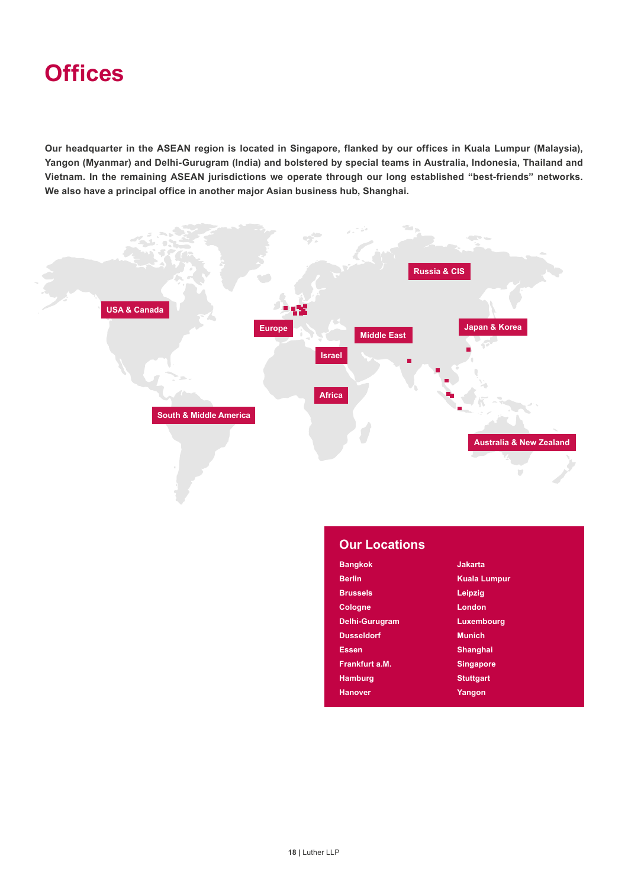# Offices

**Our headquarter in the ASEAN region is located in Singapore, flanked by our offices in Kuala Lumpur (Malaysia), Yangon (Myanmar) and Delhi-Gurugram (India) and bolstered by special teams in Australia, Indonesia, Thailand and Vietnam. In the remaining ASEAN jurisdictions we operate through our long established "best-friends" networks. We also have a principal office in another major Asian business hub, Shanghai.**

USA & Canada

Europe

Russia & CIS

Middle East

Japan & Korea

Israel

Africa

South & Middle America

Australia & New Zealand

## Our Locations

| | |
|---|---|
| Bangkok | Jakarta |
| Berlin | Kuala Lumpur |
| Brussels | Leipzig |
| Cologne | London |
| Delhi-Gurugram | Luxembourg |
| Dusseldorf | Munich |
| Essen | Shanghai |
| Frankfurt a.M. | Singapore |
| Hamburg | Stuttgart |
| Hanover | Yangon |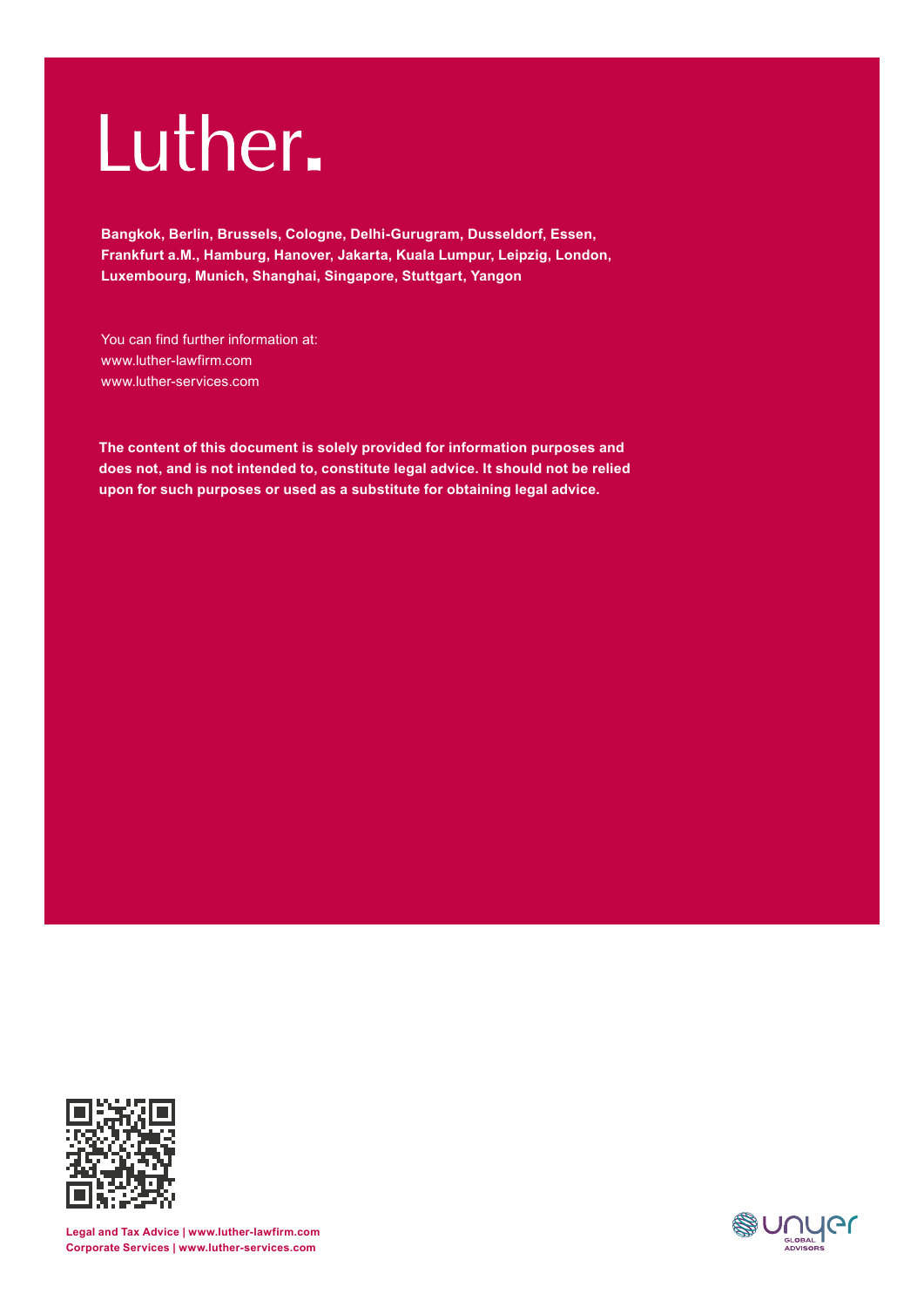# Luther.

**Bangkok, Berlin, Brussels, Cologne, Delhi-Gurugram, Dusseldorf, Essen, Frankfurt a.M., Hamburg, Hanover, Jakarta, Kuala Lumpur, Leipzig, London, Luxembourg, Munich, Shanghai, Singapore, Stuttgart, Yangon**

You can find further information at:
www.luther-lawfirm.com
www.luther-services.com

**The content of this document is solely provided for information purposes and does not, and is not intended to, constitute legal advice. It should not be relied upon for such purposes or used as a substitute for obtaining legal advice.**

**Legal and Tax Advice | www.luther-lawfirm.com**
**Corporate Services | www.luther-services.com**

unyer GLOBAL ADVISORS